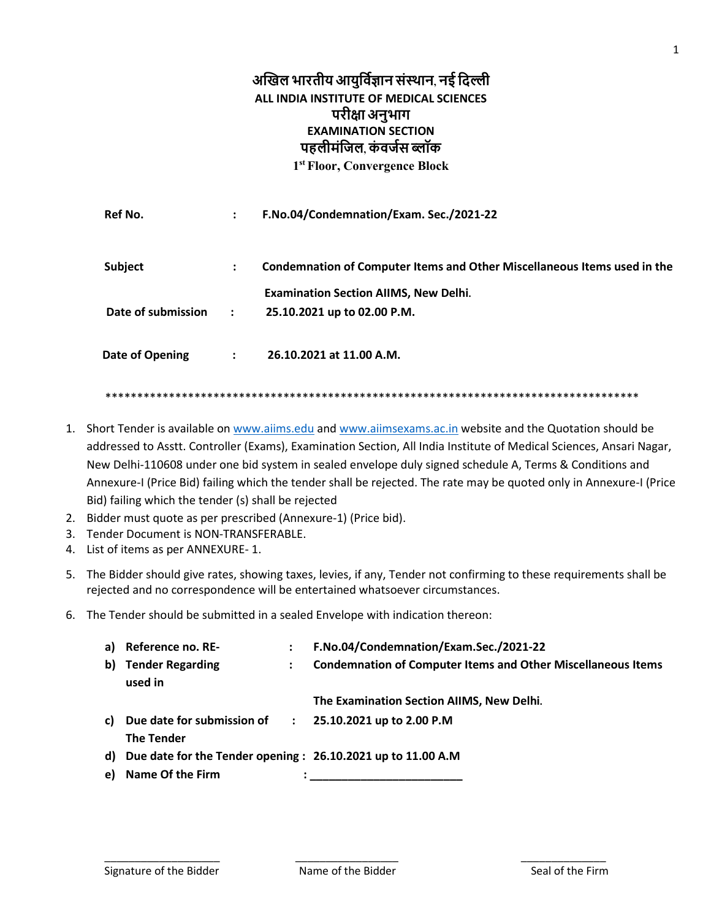# अखिल भारतीय आयुर्विज्ञान संस्थान, नई दिल्ली
## ALL INDIA INSTITUTE OF MEDICAL SCIENCES
## परीक्षा अनुभाग
## EXAMINATION SECTION
### पहलीमंजिल, कंवर्जस ब्लॉक
### 1st Floor, Convergence Block

| | | |
|---|---|---|
| **Ref No.** | **:** | **F.No.04/Condemnation/Exam. Sec./2021-22** |
| **Subject** | **:** | **Condemnation of Computer Items and Other Miscellaneous Items used in the Examination Section AIIMS, New Delhi.** |
| **Date of submission** | **:** | **25.10.2021 up to 02.00 P.M.** |
| **Date of Opening** | **:** | **26.10.2021 at 11.00 A.M.** |

*************************************************************************************

1. Short Tender is available on www.aiims.edu and www.aiimsexams.ac.in website and the Quotation should be addressed to Asstt. Controller (Exams), Examination Section, All India Institute of Medical Sciences, Ansari Nagar, New Delhi-110608 under one bid system in sealed envelope duly signed schedule A, Terms & Conditions and Annexure-I (Price Bid) failing which the tender shall be rejected. The rate may be quoted only in Annexure-I (Price Bid) failing which the tender (s) shall be rejected
2. Bidder must quote as per prescribed (Annexure-1) (Price bid).
3. Tender Document is NON-TRANSFERABLE.
4. List of items as per ANNEXURE- 1.
5. The Bidder should give rates, showing taxes, levies, if any, Tender not confirming to these requirements shall be rejected and no correspondence will be entertained whatsoever circumstances.
6. The Tender should be submitted in a sealed Envelope with indication thereon:

| | | | |
|---|---|---|---|
| **a)** | **Reference no. RE-** | **:** | **F.No.04/Condemnation/Exam.Sec./2021-22** |
| **b)** | **Tender Regarding used in** | **:** | **Condemnation of Computer Items and Other Miscellaneous Items The Examination Section AIIMS, New Delhi.** |
| **c)** | **Due date for submission of The Tender** | **:** | **25.10.2021 up to 2.00 P.M** |
| **d)** | **Due date for the Tender opening** | **:** | **26.10.2021 up to 11.00 A.M** |
| **e)** | **Name Of the Firm** | **:** | **________________________** |

____________________ &nbsp;&nbsp;&nbsp;&nbsp; _________________ &nbsp;&nbsp;&nbsp;&nbsp; ______________

Signature of the Bidder &nbsp;&nbsp;&nbsp;&nbsp; Name of the Bidder &nbsp;&nbsp;&nbsp;&nbsp; Seal of the Firm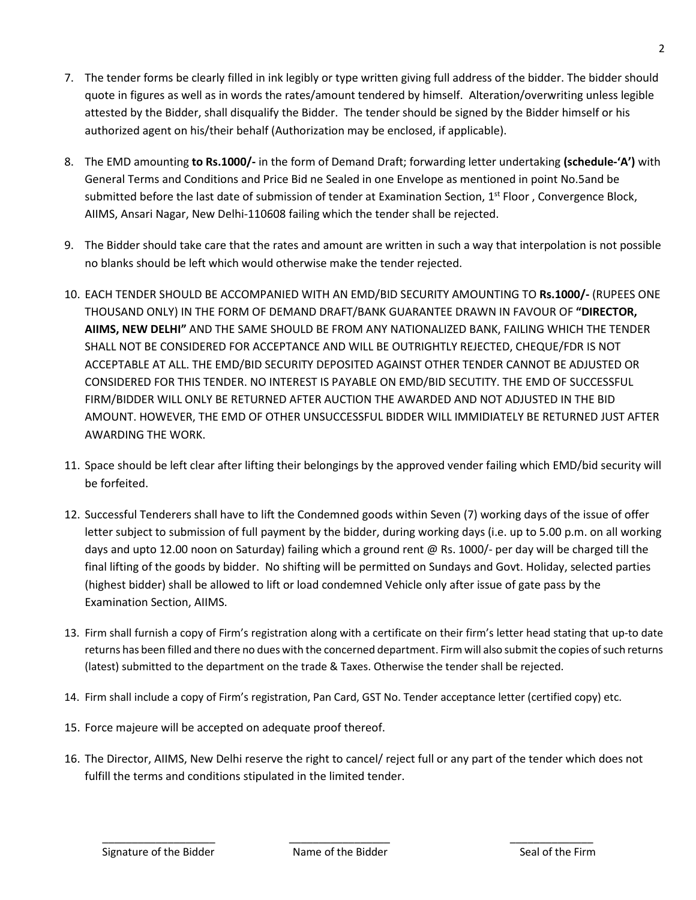7. The tender forms be clearly filled in ink legibly or type written giving full address of the bidder. The bidder should quote in figures as well as in words the rates/amount tendered by himself. Alteration/overwriting unless legible attested by the Bidder, shall disqualify the Bidder. The tender should be signed by the Bidder himself or his authorized agent on his/their behalf (Authorization may be enclosed, if applicable).

8. The EMD amounting **to Rs.1000/-** in the form of Demand Draft; forwarding letter undertaking **(schedule-'A')** with General Terms and Conditions and Price Bid ne Sealed in one Envelope as mentioned in point No.5and be submitted before the last date of submission of tender at Examination Section, 1st Floor , Convergence Block, AIIMS, Ansari Nagar, New Delhi-110608 failing which the tender shall be rejected.

9. The Bidder should take care that the rates and amount are written in such a way that interpolation is not possible no blanks should be left which would otherwise make the tender rejected.

10. EACH TENDER SHOULD BE ACCOMPANIED WITH AN EMD/BID SECURITY AMOUNTING TO **Rs.1000/-** (RUPEES ONE THOUSAND ONLY) IN THE FORM OF DEMAND DRAFT/BANK GUARANTEE DRAWN IN FAVOUR OF **"DIRECTOR, AIIMS, NEW DELHI"** AND THE SAME SHOULD BE FROM ANY NATIONALIZED BANK, FAILING WHICH THE TENDER SHALL NOT BE CONSIDERED FOR ACCEPTANCE AND WILL BE OUTRIGHTLY REJECTED, CHEQUE/FDR IS NOT ACCEPTABLE AT ALL. THE EMD/BID SECURITY DEPOSITED AGAINST OTHER TENDER CANNOT BE ADJUSTED OR CONSIDERED FOR THIS TENDER. NO INTEREST IS PAYABLE ON EMD/BID SECUTITY. THE EMD OF SUCCESSFUL FIRM/BIDDER WILL ONLY BE RETURNED AFTER AUCTION THE AWARDED AND NOT ADJUSTED IN THE BID AMOUNT. HOWEVER, THE EMD OF OTHER UNSUCCESSFUL BIDDER WILL IMMIDIATELY BE RETURNED JUST AFTER AWARDING THE WORK.

11. Space should be left clear after lifting their belongings by the approved vender failing which EMD/bid security will be forfeited.

12. Successful Tenderers shall have to lift the Condemned goods within Seven (7) working days of the issue of offer letter subject to submission of full payment by the bidder, during working days (i.e. up to 5.00 p.m. on all working days and upto 12.00 noon on Saturday) failing which a ground rent @ Rs. 1000/- per day will be charged till the final lifting of the goods by bidder. No shifting will be permitted on Sundays and Govt. Holiday, selected parties (highest bidder) shall be allowed to lift or load condemned Vehicle only after issue of gate pass by the Examination Section, AIIMS.

13. Firm shall furnish a copy of Firm's registration along with a certificate on their firm's letter head stating that up-to date returns has been filled and there no dues with the concerned department. Firm will also submit the copies of such returns (latest) submitted to the department on the trade & Taxes. Otherwise the tender shall be rejected.

14. Firm shall include a copy of Firm's registration, Pan Card, GST No. Tender acceptance letter (certified copy) etc.

15. Force majeure will be accepted on adequate proof thereof.

16. The Director, AIIMS, New Delhi reserve the right to cancel/ reject full or any part of the tender which does not fulfill the terms and conditions stipulated in the limited tender.

| ___________________ | _________________ | ______________ |
|---|---|---|
| Signature of the Bidder | Name of the Bidder | Seal of the Firm |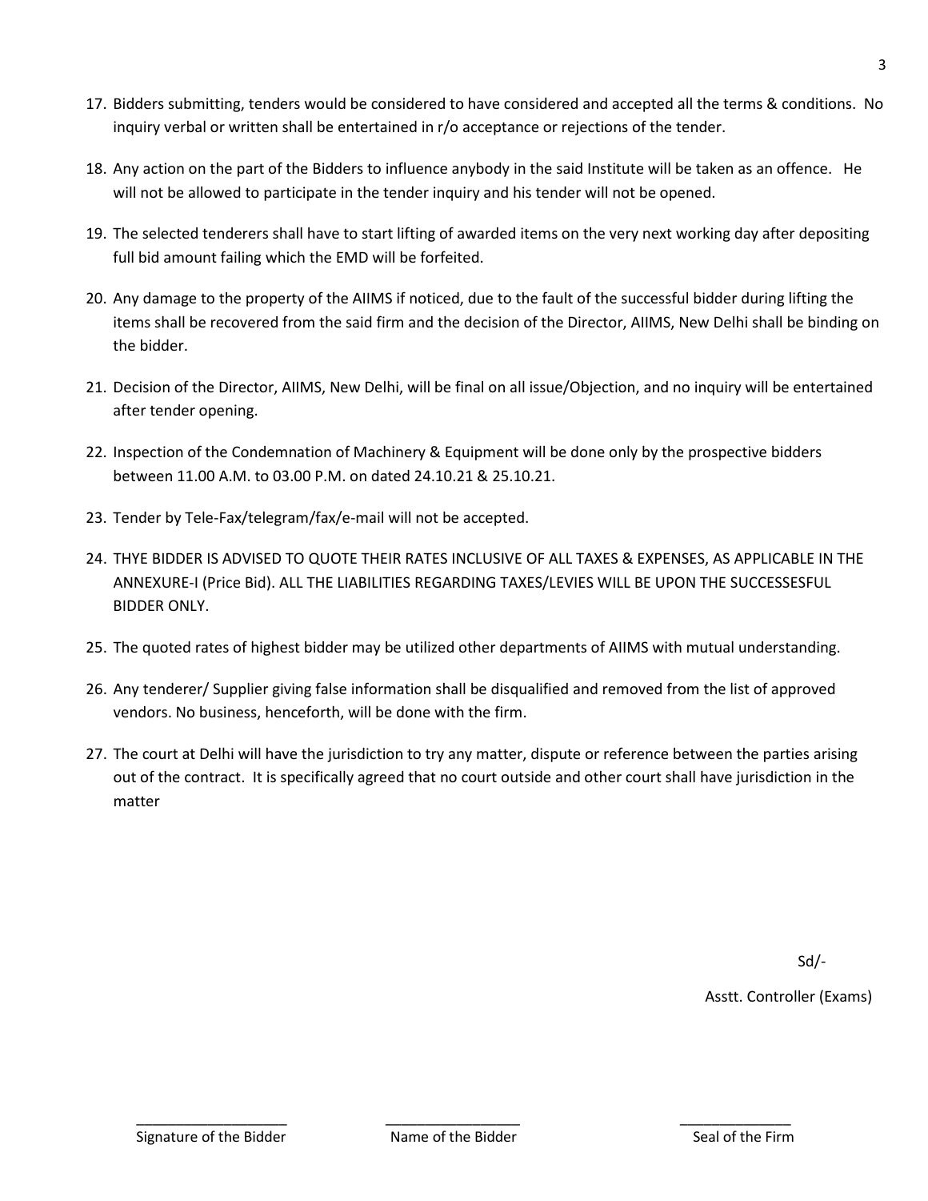17. Bidders submitting, tenders would be considered to have considered and accepted all the terms & conditions. No inquiry verbal or written shall be entertained in r/o acceptance or rejections of the tender.

18. Any action on the part of the Bidders to influence anybody in the said Institute will be taken as an offence. He will not be allowed to participate in the tender inquiry and his tender will not be opened.

19. The selected tenderers shall have to start lifting of awarded items on the very next working day after depositing full bid amount failing which the EMD will be forfeited.

20. Any damage to the property of the AIIMS if noticed, due to the fault of the successful bidder during lifting the items shall be recovered from the said firm and the decision of the Director, AIIMS, New Delhi shall be binding on the bidder.

21. Decision of the Director, AIIMS, New Delhi, will be final on all issue/Objection, and no inquiry will be entertained after tender opening.

22. Inspection of the Condemnation of Machinery & Equipment will be done only by the prospective bidders between 11.00 A.M. to 03.00 P.M. on dated 24.10.21 & 25.10.21.

23. Tender by Tele-Fax/telegram/fax/e-mail will not be accepted.

24. THYE BIDDER IS ADVISED TO QUOTE THEIR RATES INCLUSIVE OF ALL TAXES & EXPENSES, AS APPLICABLE IN THE ANNEXURE-I (Price Bid). ALL THE LIABILITIES REGARDING TAXES/LEVIES WILL BE UPON THE SUCCESSESFUL BIDDER ONLY.

25. The quoted rates of highest bidder may be utilized other departments of AIIMS with mutual understanding.

26. Any tenderer/ Supplier giving false information shall be disqualified and removed from the list of approved vendors. No business, henceforth, will be done with the firm.

27. The court at Delhi will have the jurisdiction to try any matter, dispute or reference between the parties arising out of the contract. It is specifically agreed that no court outside and other court shall have jurisdiction in the matter

Sd/-

Asstt. Controller (Exams)

| ___________________ | _________________ | ______________ |
|---|---|---|
| Signature of the Bidder | Name of the Bidder | Seal of the Firm |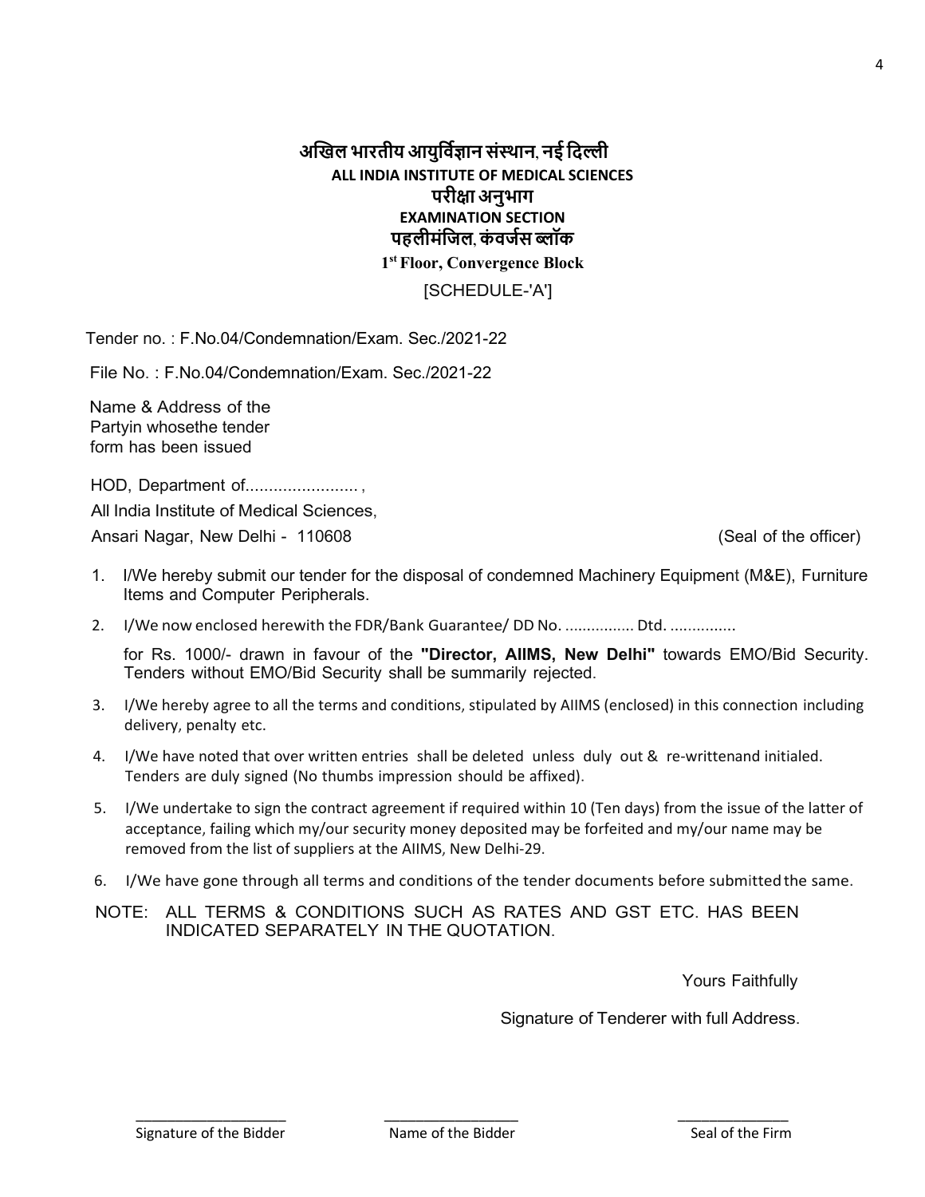# अखिल भारतीय आयुर्विज्ञान संस्थान, नई दिल्ली

## ALL INDIA INSTITUTE OF MEDICAL SCIENCES

## परीक्षा अनुभाग

## EXAMINATION SECTION

## पहलीमंजिल, कंवर्जस ब्लॉक

## 1st Floor, Convergence Block

[SCHEDULE-'A']

Tender no. : F.No.04/Condemnation/Exam. Sec./2021-22

File No. : F.No.04/Condemnation/Exam. Sec./2021-22

Name & Address of the
Partyin whosethe tender
form has been issued

HOD, Department of........................ ,
All India Institute of Medical Sciences,
Ansari Nagar, New Delhi - 110608 (Seal of the officer)

1. I/We hereby submit our tender for the disposal of condemned Machinery Equipment (M&E), Furniture Items and Computer Peripherals.
2. I/We now enclosed herewith the FDR/Bank Guarantee/ DD No. ................ Dtd. ...............

   for Rs. 1000/- drawn in favour of the **"Director, AIIMS, New Delhi"** towards EMO/Bid Security. Tenders without EMO/Bid Security shall be summarily rejected.
3. I/We hereby agree to all the terms and conditions, stipulated by AIIMS (enclosed) in this connection including delivery, penalty etc.
4. I/We have noted that over written entries shall be deleted unless duly out & re-writtenand initialed. Tenders are duly signed (No thumbs impression should be affixed).
5. I/We undertake to sign the contract agreement if required within 10 (Ten days) from the issue of the latter of acceptance, failing which my/our security money deposited may be forfeited and my/our name may be removed from the list of suppliers at the AIIMS, New Delhi-29.
6. I/We have gone through all terms and conditions of the tender documents before submitted the same.

NOTE: ALL TERMS & CONDITIONS SUCH AS RATES AND GST ETC. HAS BEEN INDICATED SEPARATELY IN THE QUOTATION.

Yours Faithfully

Signature of Tenderer with full Address.

| ___________________ | _________________ | ______________ |
|---|---|---|
| Signature of the Bidder | Name of the Bidder | Seal of the Firm |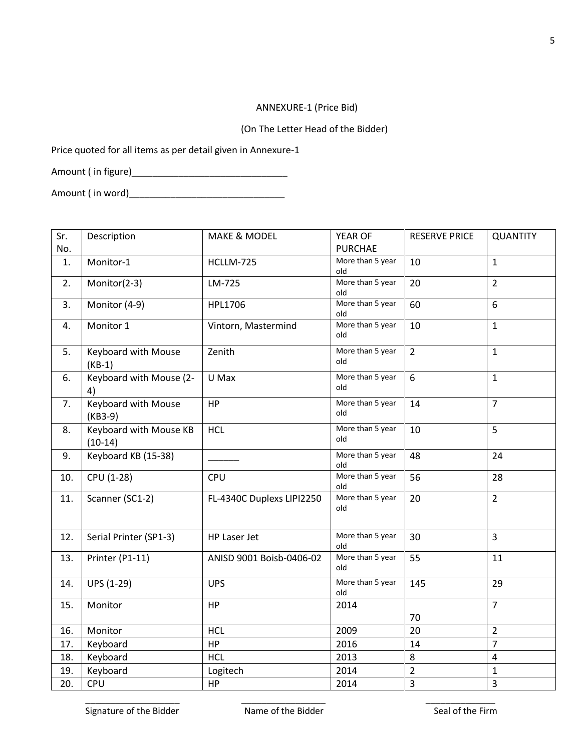ANNEXURE-1 (Price Bid)

(On The Letter Head of the Bidder)

Price quoted for all items as per detail given in Annexure-1

Amount ( in figure)______________________________

Amount ( in word)______________________________

| Sr. No. | Description | MAKE & MODEL | YEAR OF PURCHAE | RESERVE PRICE | QUANTITY |
|---|---|---|---|---|---|
| 1. | Monitor-1 | HCLLM-725 | More than 5 year old | 10 | 1 |
| 2. | Monitor(2-3) | LM-725 | More than 5 year old | 20 | 2 |
| 3. | Monitor (4-9) | HPL1706 | More than 5 year old | 60 | 6 |
| 4. | Monitor 1 | Vintorn, Mastermind | More than 5 year old | 10 | 1 |
| 5. | Keyboard with Mouse (KB-1) | Zenith | More than 5 year old | 2 | 1 |
| 6. | Keyboard with Mouse (2-4) | U Max | More than 5 year old | 6 | 1 |
| 7. | Keyboard with Mouse (KB3-9) | HP | More than 5 year old | 14 | 7 |
| 8. | Keyboard with Mouse KB (10-14) | HCL | More than 5 year old | 10 | 5 |
| 9. | Keyboard KB (15-38) | ______ | More than 5 year old | 48 | 24 |
| 10. | CPU (1-28) | CPU | More than 5 year old | 56 | 28 |
| 11. | Scanner (SC1-2) | FL-4340C Duplexs LIPI2250 | More than 5 year old | 20 | 2 |
| 12. | Serial Printer (SP1-3) | HP Laser Jet | More than 5 year old | 30 | 3 |
| 13. | Printer (P1-11) | ANISD 9001 Boisb-0406-02 | More than 5 year old | 55 | 11 |
| 14. | UPS (1-29) | UPS | More than 5 year old | 145 | 29 |
| 15. | Monitor | HP | 2014 | 70 | 7 |
| 16. | Monitor | HCL | 2009 | 20 | 2 |
| 17. | Keyboard | HP | 2016 | 14 | 7 |
| 18. | Keyboard | HCL | 2013 | 8 | 4 |
| 19. | Keyboard | Logitech | 2014 | 2 | 1 |
| 20. | CPU | HP | 2014 | 3 | 3 |

| ___________________ | _________________ | ______________ |
|---|---|---|
| Signature of the Bidder | Name of the Bidder | Seal of the Firm |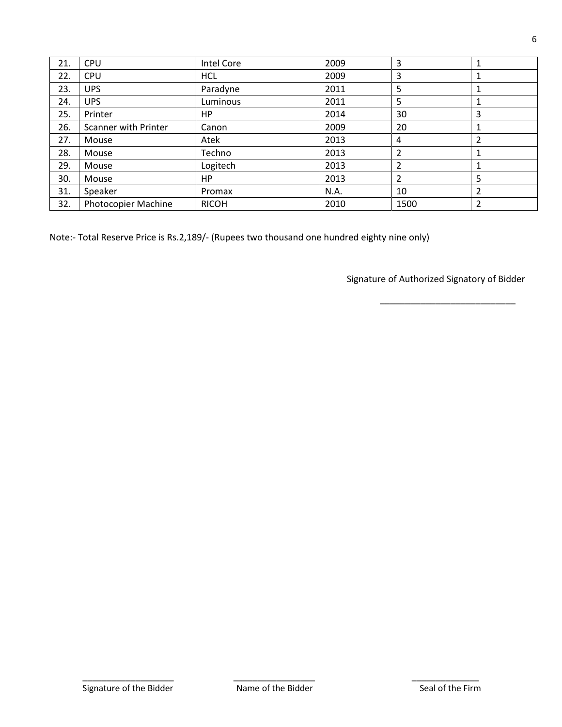| | | | | | |
|---|---|---|---|---|---|
| 21. | CPU | Intel Core | 2009 | 3 | 1 |
| 22. | CPU | HCL | 2009 | 3 | 1 |
| 23. | UPS | Paradyne | 2011 | 5 | 1 |
| 24. | UPS | Luminous | 2011 | 5 | 1 |
| 25. | Printer | HP | 2014 | 30 | 3 |
| 26. | Scanner with Printer | Canon | 2009 | 20 | 1 |
| 27. | Mouse | Atek | 2013 | 4 | 2 |
| 28. | Mouse | Techno | 2013 | 2 | 1 |
| 29. | Mouse | Logitech | 2013 | 2 | 1 |
| 30. | Mouse | HP | 2013 | 2 | 5 |
| 31. | Speaker | Promax | N.A. | 10 | 2 |
| 32. | Photocopier Machine | RICOH | 2010 | 1500 | 2 |

Note:- Total Reserve Price is Rs.2,189/- (Rupees two thousand one hundred eighty nine only)

Signature of Authorized Signatory of Bidder

___________________________

___________________ Signature of the Bidder

_________________ Name of the Bidder

______________ Seal of the Firm